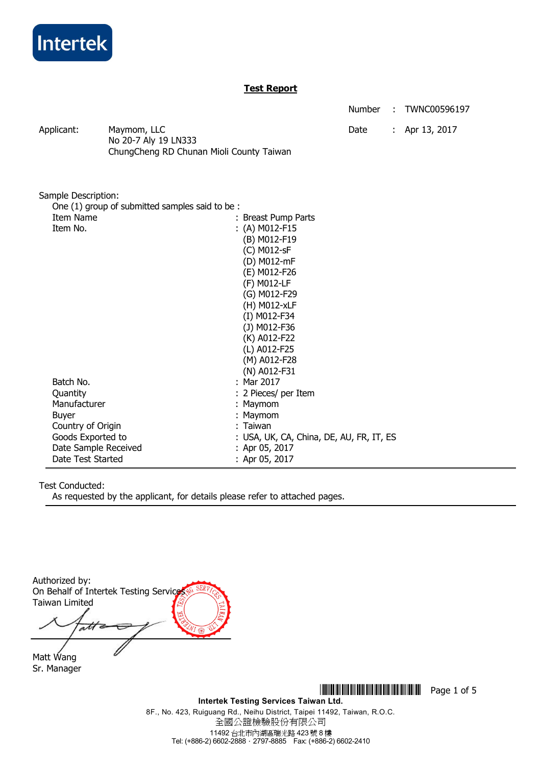Intertek

# Test Report

| | | |
|---|---|---|
| Number | : | TWNC00596197 |
| Date | : | Apr 13, 2017 |

Applicant: Maymom, LLC
No 20-7 Aly 19 LN333
ChungCheng RD Chunan Mioli County Taiwan

Sample Description:

One (1) group of submitted samples said to be :

| | |
|---|---|
| Item Name | : Breast Pump Parts |
| Item No. | : (A) M012-F15<br>(B) M012-F19<br>(C) M012-sF<br>(D) M012-mF<br>(E) M012-F26<br>(F) M012-LF<br>(G) M012-F29<br>(H) M012-xLF<br>(I) M012-F34<br>(J) M012-F36<br>(K) A012-F22<br>(L) A012-F25<br>(M) A012-F28<br>(N) A012-F31 |
| Batch No. | : Mar 2017 |
| Quantity | : 2 Pieces/ per Item |
| Manufacturer | : Maymom |
| Buyer | : Maymom |
| Country of Origin | : Taiwan |
| Goods Exported to | : USA, UK, CA, China, DE, AU, FR, IT, ES |
| Date Sample Received | : Apr 05, 2017 |
| Date Test Started | : Apr 05, 2017 |

Test Conducted:

As requested by the applicant, for details please refer to attached pages.

Authorized by:
On Behalf of Intertek Testing Services Taiwan Limited

Matt Wang
Sr. Manager

**Intertek Testing Services Taiwan Ltd.**
8F., No. 423, Ruiguang Rd., Neihu District, Taipei 11492, Taiwan, R.O.C.
全國公證檢驗股份有限公司
11492 台北市內湖區瑞光路 423 號 8 樓
Tel: (+886-2) 6602-2888．2797-8885 Fax: (+886-2) 6602-2410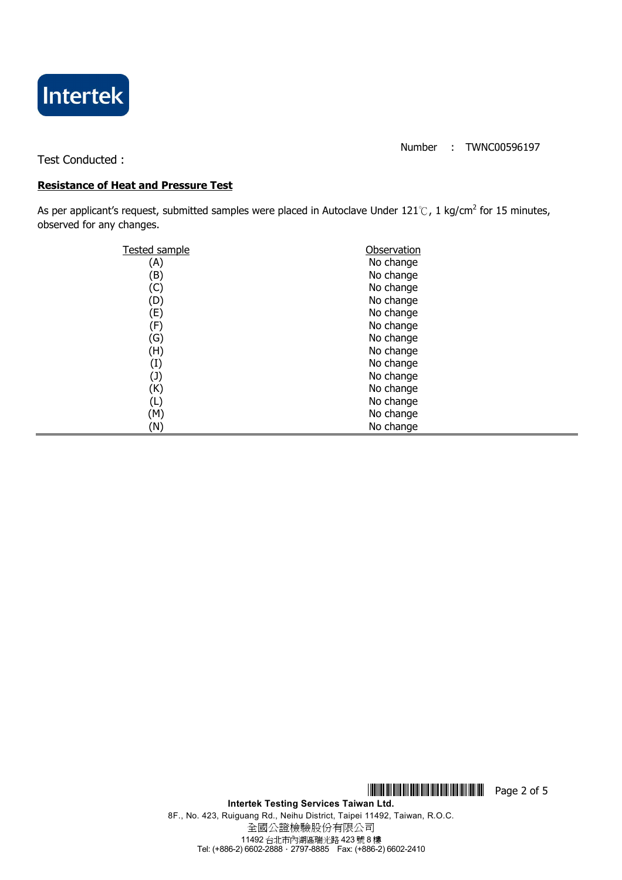Number : TWNC00596197

Test Conducted :

**Resistance of Heat and Pressure Test**

As per applicant's request, submitted samples were placed in Autoclave Under 121℃, 1 kg/cm$^2$ for 15 minutes, observed for any changes.

| Tested sample | Observation |
|---|---|
| (A) | No change |
| (B) | No change |
| (C) | No change |
| (D) | No change |
| (E) | No change |
| (F) | No change |
| (G) | No change |
| (H) | No change |
| (I) | No change |
| (J) | No change |
| (K) | No change |
| (L) | No change |
| (M) | No change |
| (N) | No change |

**Intertek Testing Services Taiwan Ltd.**
8F., No. 423, Ruiguang Rd., Neihu District, Taipei 11492, Taiwan, R.O.C.
全國公證檢驗股份有限公司
11492 台北市內湖區瑞光路 423 號 8 樓
Tel: (+886-2) 6602-2888 · 2797-8885 Fax: (+886-2) 6602-2410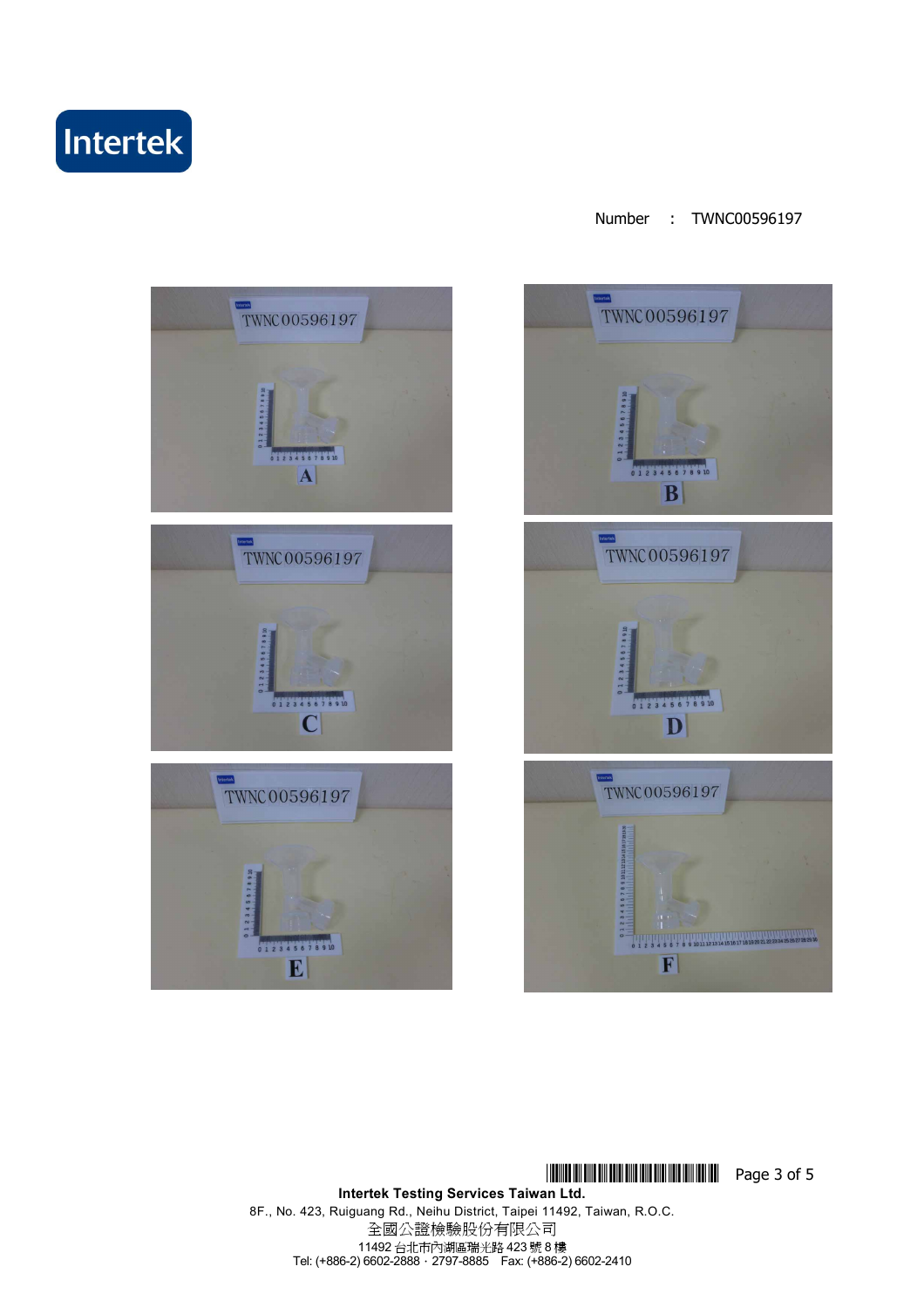Number : TWNC00596197

A

B

C

D

E

F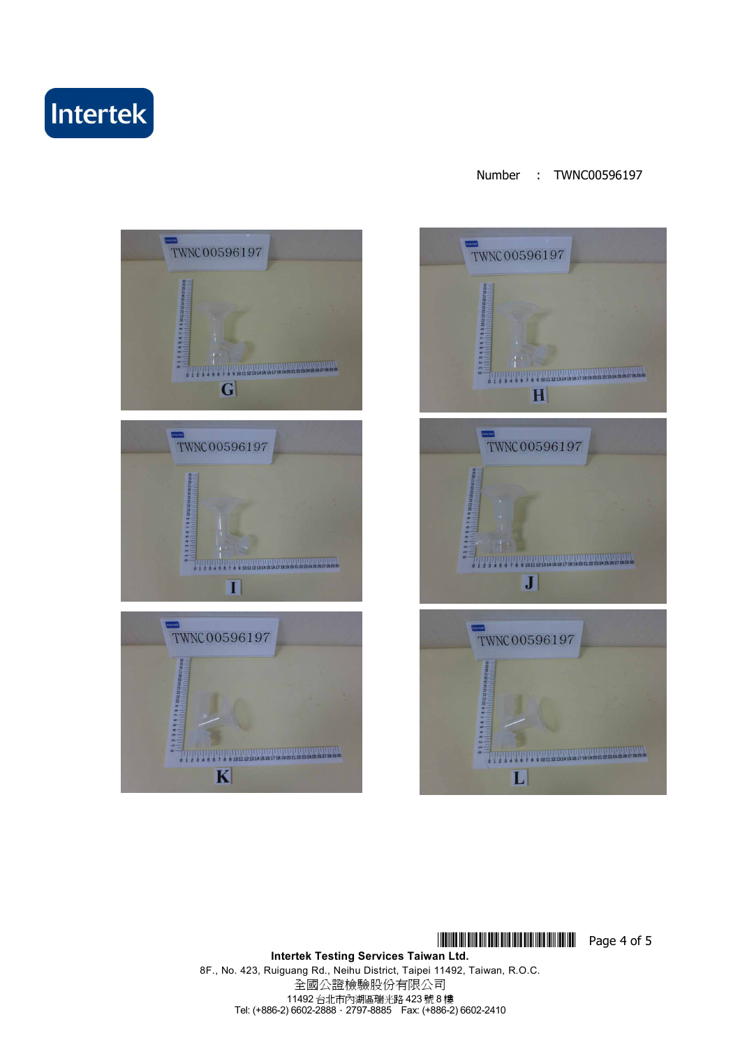Number : TWNC00596197

TWNC00596197

G

TWNC00596197

H

TWNC00596197

I

TWNC00596197

J

TWNC00596197

K

TWNC00596197

L

**Intertek Testing Services Taiwan Ltd.**

8F., No. 423, Ruiguang Rd., Neihu District, Taipei 11492, Taiwan, R.O.C.

全國公證檢驗股份有限公司

11492 台北市內湖區瑞光路 423 號 8 樓

Tel: (+886-2) 6602-2888 · 2797-8885 Fax: (+886-2) 6602-2410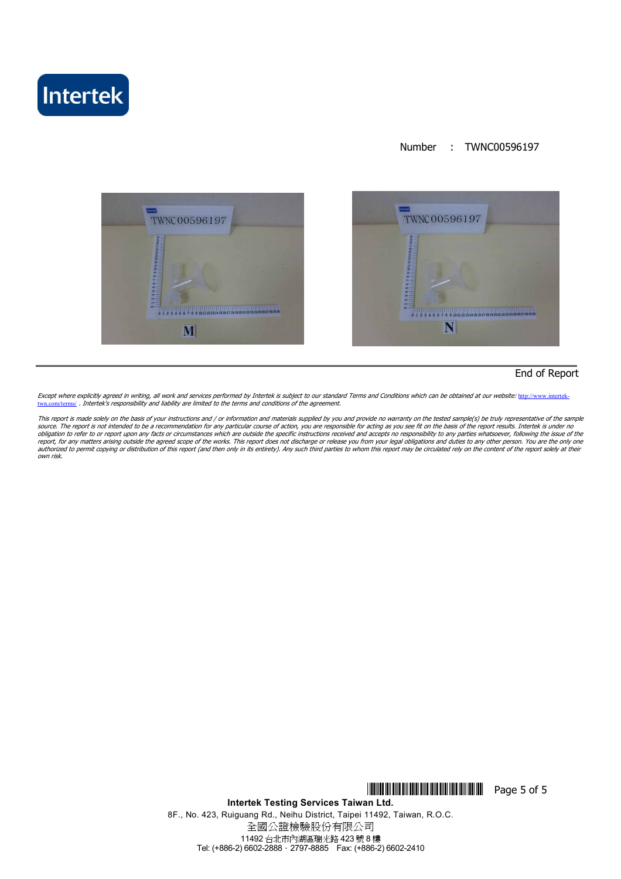Number : TWNC00596197

M

N

End of Report

*Except where explicitly agreed in writing, all work and services performed by Intertek is subject to our standard Terms and Conditions which can be obtained at our website: http://www.intertek-twn.com/terms/ . Intertek's responsibility and liability are limited to the terms and conditions of the agreement.*

*This report is made solely on the basis of your instructions and / or information and materials supplied by you and provide no warranty on the tested sample(s) be truly representative of the sample source. The report is not intended to be a recommendation for any particular course of action, you are responsible for acting as you see fit on the basis of the report results. Intertek is under no obligation to refer to or report upon any facts or circumstances which are outside the specific instructions received and accepts no responsibility to any parties whatsoever, following the issue of the report, for any matters arising outside the agreed scope of the works. This report does not discharge or release you from your legal obligations and duties to any other person. You are the only one authorized to permit copying or distribution of this report (and then only in its entirety). Any such third parties to whom this report may be circulated rely on the content of the report solely at their own risk.*

**Intertek Testing Services Taiwan Ltd.**
8F., No. 423, Ruiguang Rd., Neihu District, Taipei 11492, Taiwan, R.O.C.
全國公證檢驗股份有限公司
11492 台北市內湖區瑞光路 423 號 8 樓
Tel: (+886-2) 6602-2888．2797-8885 Fax: (+886-2) 6602-2410